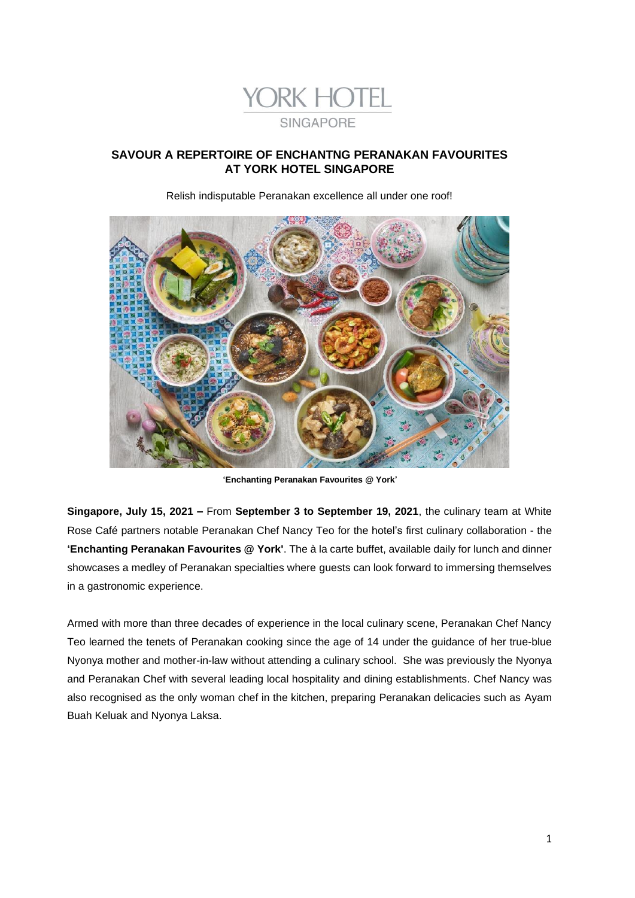YORK HOTEL

SINGAPORE

# SAVOUR A REPERTOIRE OF ENCHANTNG PERANAKAN FAVOURITES AT YORK HOTEL SINGAPORE

Relish indisputable Peranakan excellence all under one roof!

**'Enchanting Peranakan Favourites @ York'**

**Singapore, July 15, 2021 –** From **September 3 to September 19, 2021**, the culinary team at White Rose Café partners notable Peranakan Chef Nancy Teo for the hotel's first culinary collaboration - the **'Enchanting Peranakan Favourites @ York'**. The à la carte buffet, available daily for lunch and dinner showcases a medley of Peranakan specialties where guests can look forward to immersing themselves in a gastronomic experience.

Armed with more than three decades of experience in the local culinary scene, Peranakan Chef Nancy Teo learned the tenets of Peranakan cooking since the age of 14 under the guidance of her true-blue Nyonya mother and mother-in-law without attending a culinary school. She was previously the Nyonya and Peranakan Chef with several leading local hospitality and dining establishments. Chef Nancy was also recognised as the only woman chef in the kitchen, preparing Peranakan delicacies such as Ayam Buah Keluak and Nyonya Laksa.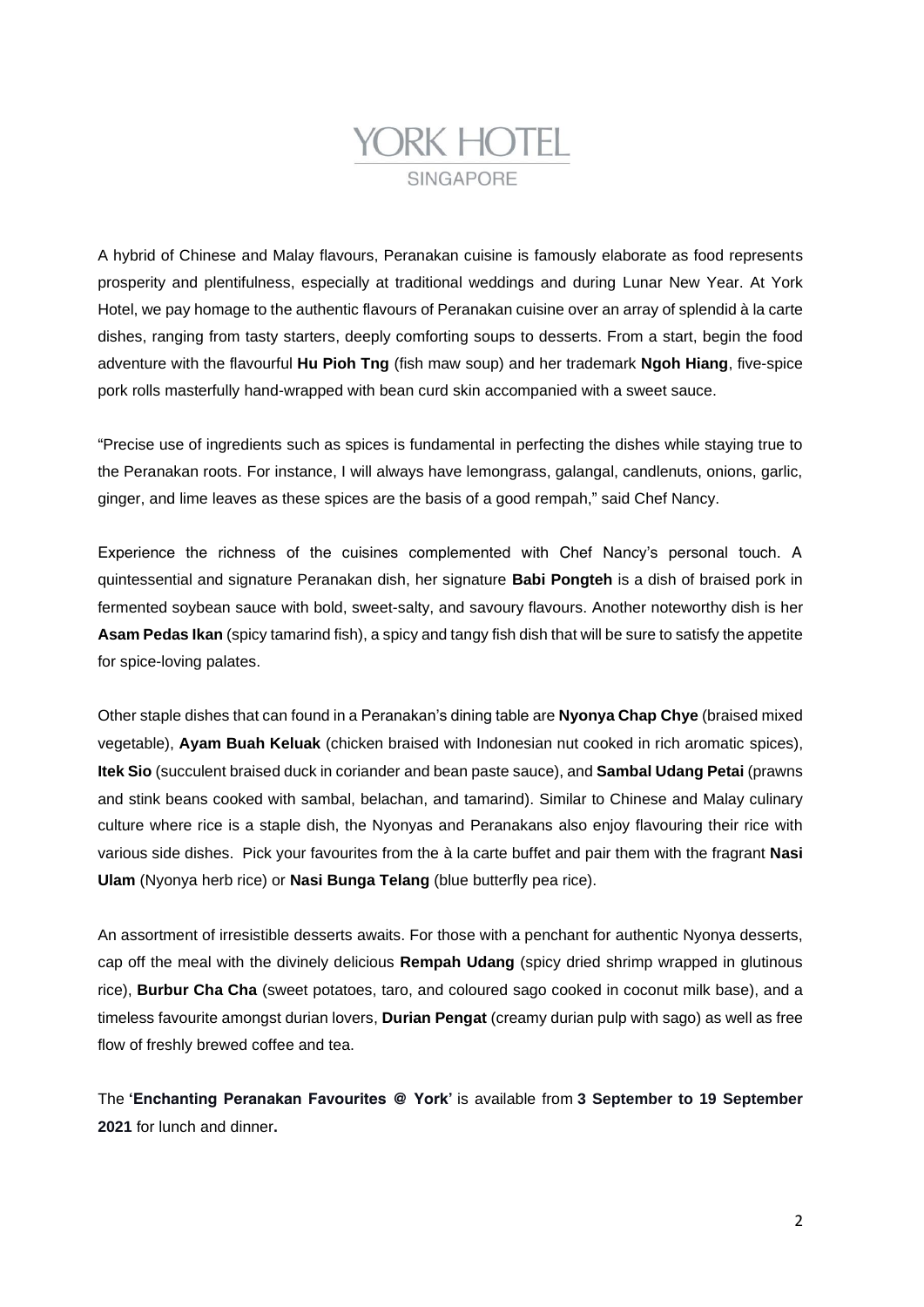YORK HOTEL

SINGAPORE

A hybrid of Chinese and Malay flavours, Peranakan cuisine is famously elaborate as food represents prosperity and plentifulness, especially at traditional weddings and during Lunar New Year. At York Hotel, we pay homage to the authentic flavours of Peranakan cuisine over an array of splendid à la carte dishes, ranging from tasty starters, deeply comforting soups to desserts. From a start, begin the food adventure with the flavourful **Hu Pioh Tng** (fish maw soup) and her trademark **Ngoh Hiang**, five-spice pork rolls masterfully hand-wrapped with bean curd skin accompanied with a sweet sauce.

"Precise use of ingredients such as spices is fundamental in perfecting the dishes while staying true to the Peranakan roots. For instance, I will always have lemongrass, galangal, candlenuts, onions, garlic, ginger, and lime leaves as these spices are the basis of a good rempah," said Chef Nancy.

Experience the richness of the cuisines complemented with Chef Nancy's personal touch. A quintessential and signature Peranakan dish, her signature **Babi Pongteh** is a dish of braised pork in fermented soybean sauce with bold, sweet-salty, and savoury flavours. Another noteworthy dish is her **Asam Pedas Ikan** (spicy tamarind fish), a spicy and tangy fish dish that will be sure to satisfy the appetite for spice-loving palates.

Other staple dishes that can found in a Peranakan's dining table are **Nyonya Chap Chye** (braised mixed vegetable), **Ayam Buah Keluak** (chicken braised with Indonesian nut cooked in rich aromatic spices), **Itek Sio** (succulent braised duck in coriander and bean paste sauce), and **Sambal Udang Petai** (prawns and stink beans cooked with sambal, belachan, and tamarind). Similar to Chinese and Malay culinary culture where rice is a staple dish, the Nyonyas and Peranakans also enjoy flavouring their rice with various side dishes. Pick your favourites from the à la carte buffet and pair them with the fragrant **Nasi Ulam** (Nyonya herb rice) or **Nasi Bunga Telang** (blue butterfly pea rice).

An assortment of irresistible desserts awaits. For those with a penchant for authentic Nyonya desserts, cap off the meal with the divinely delicious **Rempah Udang** (spicy dried shrimp wrapped in glutinous rice), **Burbur Cha Cha** (sweet potatoes, taro, and coloured sago cooked in coconut milk base), and a timeless favourite amongst durian lovers, **Durian Pengat** (creamy durian pulp with sago) as well as free flow of freshly brewed coffee and tea.

The **'Enchanting Peranakan Favourites @ York'** is available from **3 September to 19 September 2021** for lunch and dinner**.**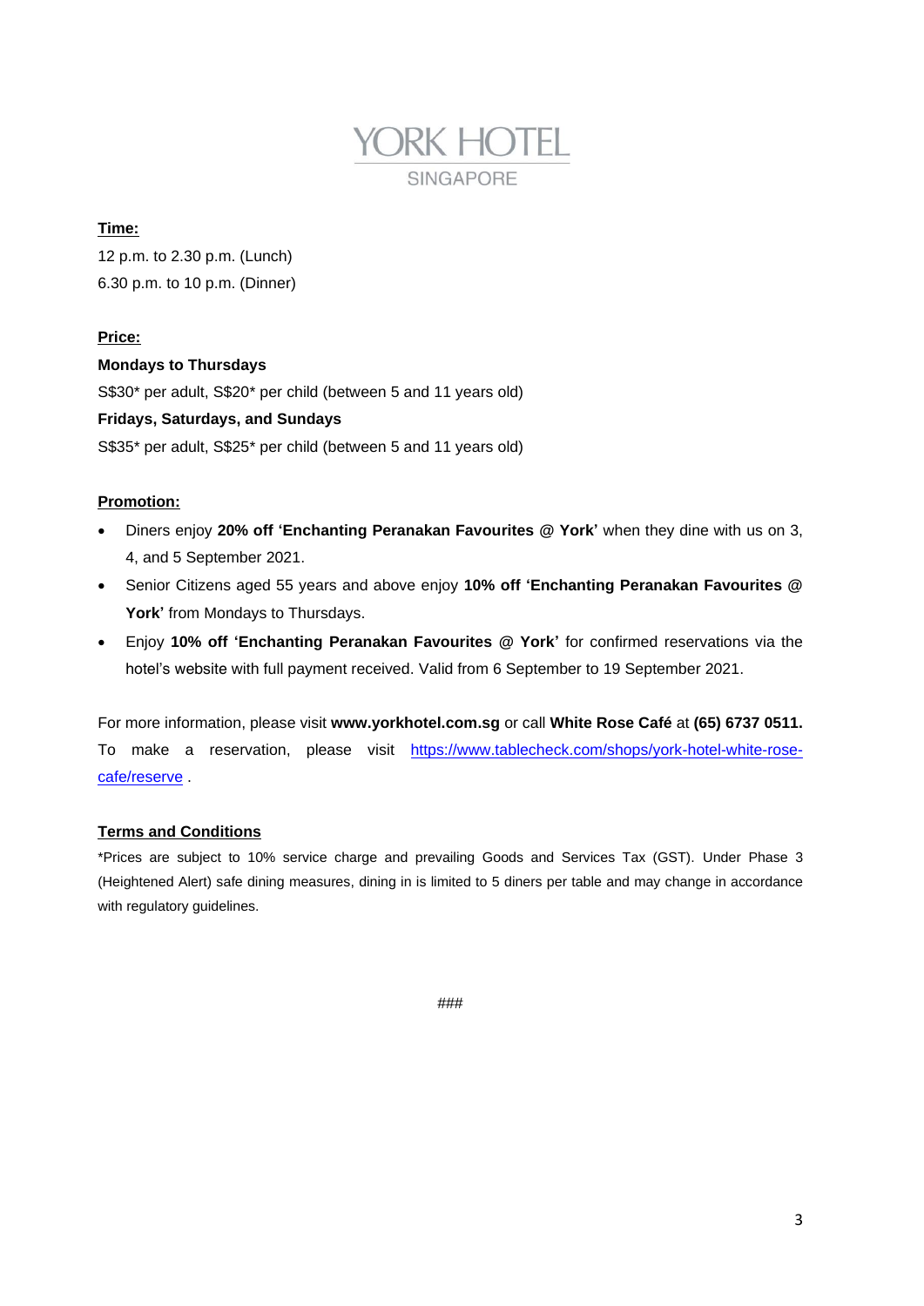YORK HOTEL

SINGAPORE

**Time:**

12 p.m. to 2.30 p.m. (Lunch)
6.30 p.m. to 10 p.m. (Dinner)

**Price:**

**Mondays to Thursdays**
S$30* per adult, S$20* per child (between 5 and 11 years old)
**Fridays, Saturdays, and Sundays**
S$35* per adult, S$25* per child (between 5 and 11 years old)

**Promotion:**

- Diners enjoy **20% off 'Enchanting Peranakan Favourites @ York'** when they dine with us on 3, 4, and 5 September 2021.
- Senior Citizens aged 55 years and above enjoy **10% off 'Enchanting Peranakan Favourites @ York'** from Mondays to Thursdays.
- Enjoy **10% off 'Enchanting Peranakan Favourites @ York'** for confirmed reservations via the hotel's website with full payment received. Valid from 6 September to 19 September 2021.

For more information, please visit **www.yorkhotel.com.sg** or call **White Rose Café** at **(65) 6737 0511.** To make a reservation, please visit [https://www.tablecheck.com/shops/york-hotel-white-rose-cafe/reserve](https://www.tablecheck.com/shops/york-hotel-white-rose-cafe/reserve) .

**Terms and Conditions**

*Prices are subject to 10% service charge and prevailing Goods and Services Tax (GST). Under Phase 3 (Heightened Alert) safe dining measures, dining in is limited to 5 diners per table and may change in accordance with regulatory guidelines.

###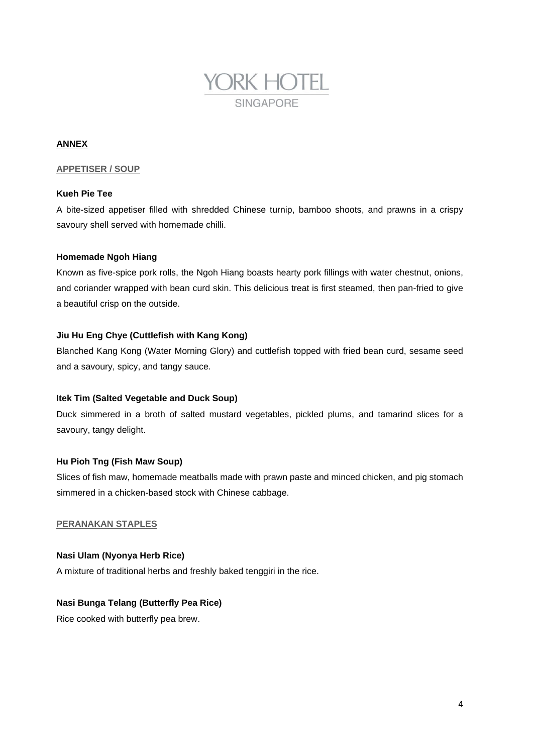YORK HOTEL
SINGAPORE

## ANNEX

### APPETISER / SOUP

**Kueh Pie Tee**

A bite-sized appetiser filled with shredded Chinese turnip, bamboo shoots, and prawns in a crispy savoury shell served with homemade chilli.

**Homemade Ngoh Hiang**

Known as five-spice pork rolls, the Ngoh Hiang boasts hearty pork fillings with water chestnut, onions, and coriander wrapped with bean curd skin. This delicious treat is first steamed, then pan-fried to give a beautiful crisp on the outside.

**Jiu Hu Eng Chye (Cuttlefish with Kang Kong)**

Blanched Kang Kong (Water Morning Glory) and cuttlefish topped with fried bean curd, sesame seed and a savoury, spicy, and tangy sauce.

**Itek Tim (Salted Vegetable and Duck Soup)**

Duck simmered in a broth of salted mustard vegetables, pickled plums, and tamarind slices for a savoury, tangy delight.

**Hu Pioh Tng (Fish Maw Soup)**

Slices of fish maw, homemade meatballs made with prawn paste and minced chicken, and pig stomach simmered in a chicken-based stock with Chinese cabbage.

### PERANAKAN STAPLES

**Nasi Ulam (Nyonya Herb Rice)**

A mixture of traditional herbs and freshly baked tenggiri in the rice.

**Nasi Bunga Telang (Butterfly Pea Rice)**

Rice cooked with butterfly pea brew.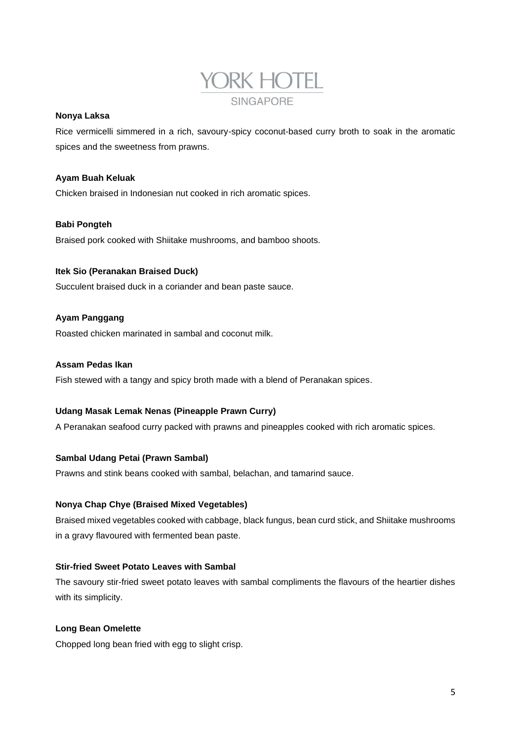**Nonya Laksa**

Rice vermicelli simmered in a rich, savoury-spicy coconut-based curry broth to soak in the aromatic spices and the sweetness from prawns.

**Ayam Buah Keluak**

Chicken braised in Indonesian nut cooked in rich aromatic spices.

**Babi Pongteh**

Braised pork cooked with Shiitake mushrooms, and bamboo shoots.

**Itek Sio (Peranakan Braised Duck)**

Succulent braised duck in a coriander and bean paste sauce.

**Ayam Panggang**

Roasted chicken marinated in sambal and coconut milk.

**Assam Pedas Ikan**

Fish stewed with a tangy and spicy broth made with a blend of Peranakan spices.

**Udang Masak Lemak Nenas (Pineapple Prawn Curry)**

A Peranakan seafood curry packed with prawns and pineapples cooked with rich aromatic spices.

**Sambal Udang Petai (Prawn Sambal)**

Prawns and stink beans cooked with sambal, belachan, and tamarind sauce.

**Nonya Chap Chye (Braised Mixed Vegetables)**

Braised mixed vegetables cooked with cabbage, black fungus, bean curd stick, and Shiitake mushrooms in a gravy flavoured with fermented bean paste.

**Stir-fried Sweet Potato Leaves with Sambal**

The savoury stir-fried sweet potato leaves with sambal compliments the flavours of the heartier dishes with its simplicity.

**Long Bean Omelette**

Chopped long bean fried with egg to slight crisp.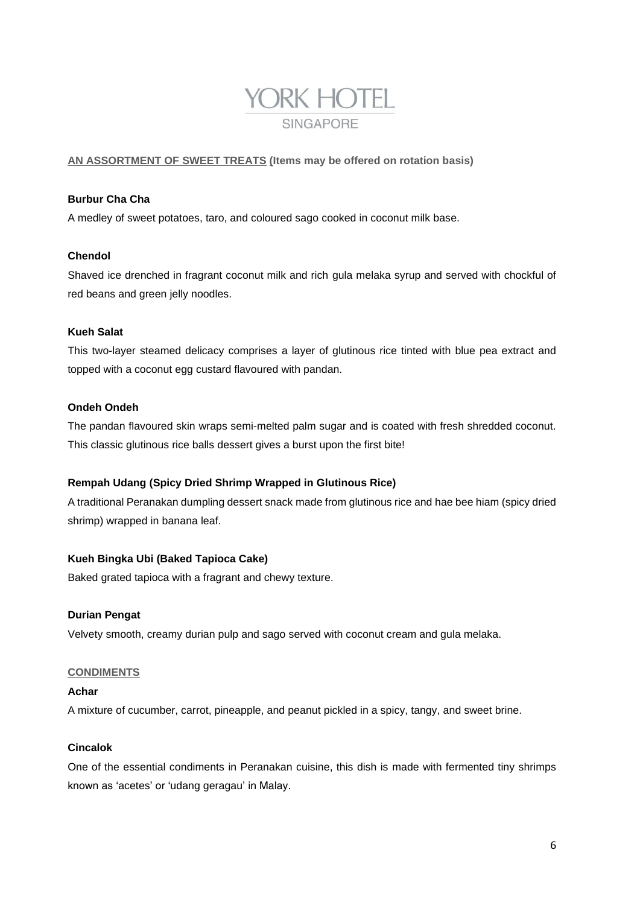# YORK HOTEL

SINGAPORE

## AN ASSORTMENT OF SWEET TREATS (Items may be offered on rotation basis)

**Burbur Cha Cha**

A medley of sweet potatoes, taro, and coloured sago cooked in coconut milk base.

**Chendol**

Shaved ice drenched in fragrant coconut milk and rich gula melaka syrup and served with chockful of red beans and green jelly noodles.

**Kueh Salat**

This two-layer steamed delicacy comprises a layer of glutinous rice tinted with blue pea extract and topped with a coconut egg custard flavoured with pandan.

**Ondeh Ondeh**

The pandan flavoured skin wraps semi-melted palm sugar and is coated with fresh shredded coconut. This classic glutinous rice balls dessert gives a burst upon the first bite!

**Rempah Udang (Spicy Dried Shrimp Wrapped in Glutinous Rice)**

A traditional Peranakan dumpling dessert snack made from glutinous rice and hae bee hiam (spicy dried shrimp) wrapped in banana leaf.

**Kueh Bingka Ubi (Baked Tapioca Cake)**

Baked grated tapioca with a fragrant and chewy texture.

**Durian Pengat**

Velvety smooth, creamy durian pulp and sago served with coconut cream and gula melaka.

## CONDIMENTS

**Achar**

A mixture of cucumber, carrot, pineapple, and peanut pickled in a spicy, tangy, and sweet brine.

**Cincalok**

One of the essential condiments in Peranakan cuisine, this dish is made with fermented tiny shrimps known as 'acetes' or 'udang geragau' in Malay.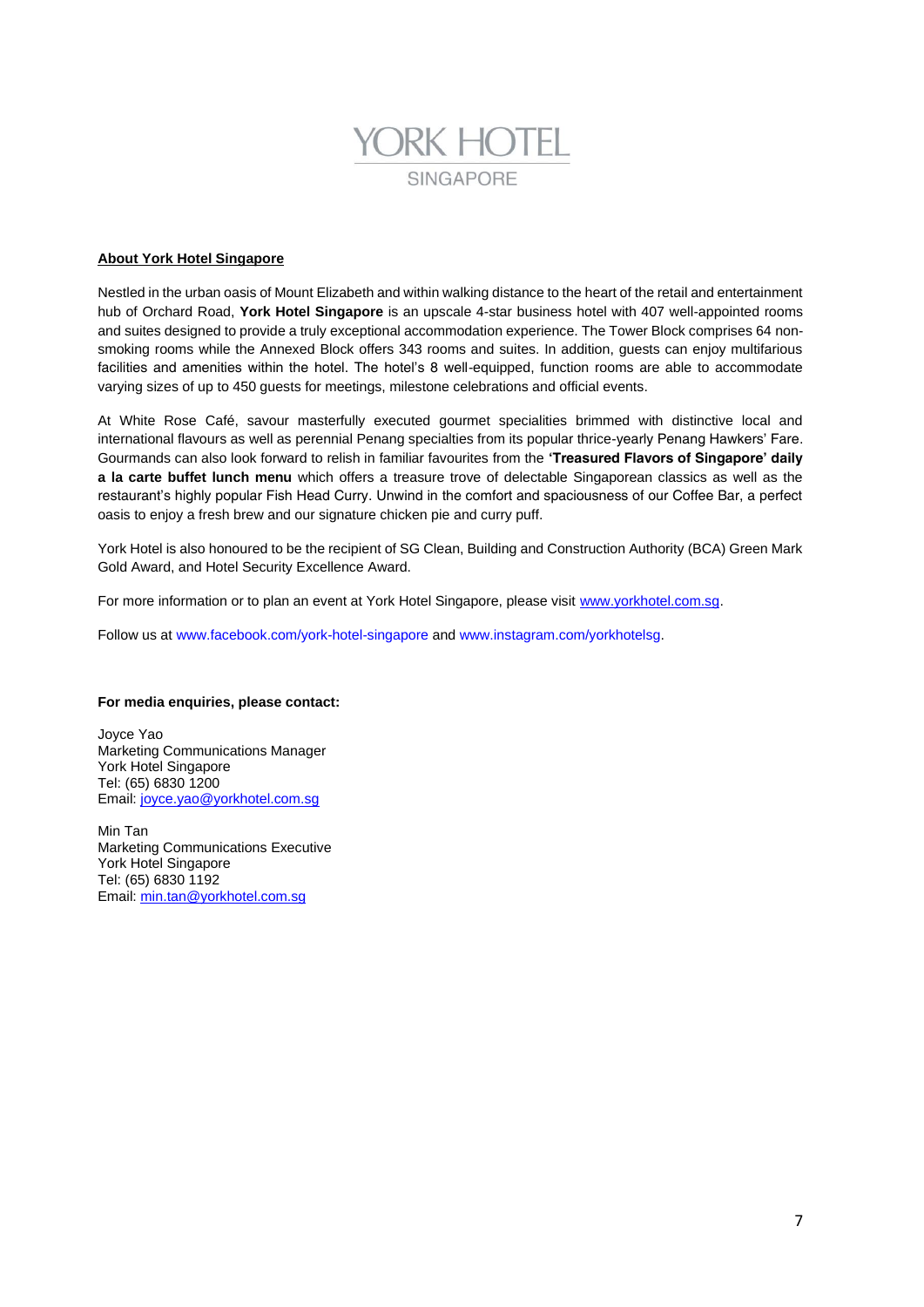YORK HOTEL

SINGAPORE

**About York Hotel Singapore**

Nestled in the urban oasis of Mount Elizabeth and within walking distance to the heart of the retail and entertainment hub of Orchard Road, **York Hotel Singapore** is an upscale 4-star business hotel with 407 well-appointed rooms and suites designed to provide a truly exceptional accommodation experience. The Tower Block comprises 64 non-smoking rooms while the Annexed Block offers 343 rooms and suites. In addition, guests can enjoy multifarious facilities and amenities within the hotel. The hotel's 8 well-equipped, function rooms are able to accommodate varying sizes of up to 450 guests for meetings, milestone celebrations and official events.

At White Rose Café, savour masterfully executed gourmet specialities brimmed with distinctive local and international flavours as well as perennial Penang specialties from its popular thrice-yearly Penang Hawkers' Fare. Gourmands can also look forward to relish in familiar favourites from the **'Treasured Flavors of Singapore' daily a la carte buffet lunch menu** which offers a treasure trove of delectable Singaporean classics as well as the restaurant's highly popular Fish Head Curry. Unwind in the comfort and spaciousness of our Coffee Bar, a perfect oasis to enjoy a fresh brew and our signature chicken pie and curry puff.

York Hotel is also honoured to be the recipient of SG Clean, Building and Construction Authority (BCA) Green Mark Gold Award, and Hotel Security Excellence Award.

For more information or to plan an event at York Hotel Singapore, please visit www.yorkhotel.com.sg.

Follow us at www.facebook.com/york-hotel-singapore and www.instagram.com/yorkhotelsg.

**For media enquiries, please contact:**

Joyce Yao
Marketing Communications Manager
York Hotel Singapore
Tel: (65) 6830 1200
Email: joyce.yao@yorkhotel.com.sg

Min Tan
Marketing Communications Executive
York Hotel Singapore
Tel: (65) 6830 1192
Email: min.tan@yorkhotel.com.sg